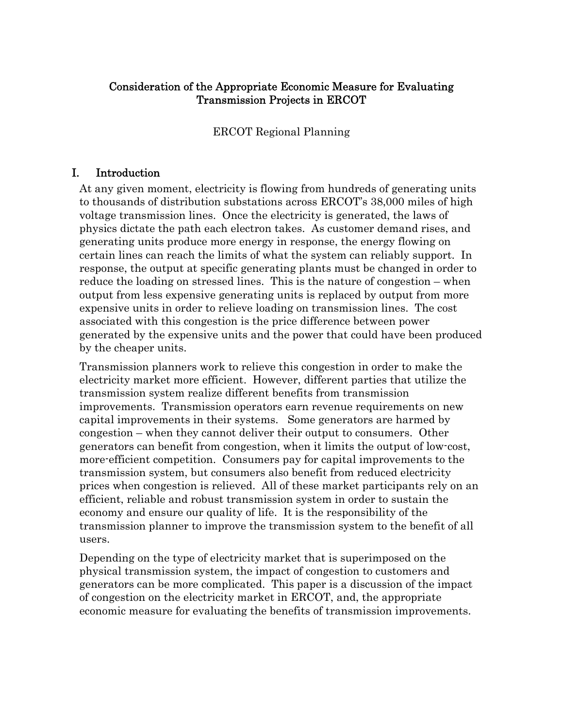# Consideration of the Appropriate Economic Measure for Evaluating Transmission Projects in ERCOT

ERCOT Regional Planning

## I. Introduction

At any given moment, electricity is flowing from hundreds of generating units to thousands of distribution substations across ERCOT's 38,000 miles of high voltage transmission lines. Once the electricity is generated, the laws of physics dictate the path each electron takes. As customer demand rises, and generating units produce more energy in response, the energy flowing on certain lines can reach the limits of what the system can reliably support. In response, the output at specific generating plants must be changed in order to reduce the loading on stressed lines. This is the nature of congestion – when output from less expensive generating units is replaced by output from more expensive units in order to relieve loading on transmission lines. The cost associated with this congestion is the price difference between power generated by the expensive units and the power that could have been produced by the cheaper units.

Transmission planners work to relieve this congestion in order to make the electricity market more efficient. However, different parties that utilize the transmission system realize different benefits from transmission improvements. Transmission operators earn revenue requirements on new capital improvements in their systems. Some generators are harmed by congestion – when they cannot deliver their output to consumers. Other generators can benefit from congestion, when it limits the output of low-cost, more-efficient competition. Consumers pay for capital improvements to the transmission system, but consumers also benefit from reduced electricity prices when congestion is relieved. All of these market participants rely on an efficient, reliable and robust transmission system in order to sustain the economy and ensure our quality of life. It is the responsibility of the transmission planner to improve the transmission system to the benefit of all users.

Depending on the type of electricity market that is superimposed on the physical transmission system, the impact of congestion to customers and generators can be more complicated. This paper is a discussion of the impact of congestion on the electricity market in ERCOT, and, the appropriate economic measure for evaluating the benefits of transmission improvements.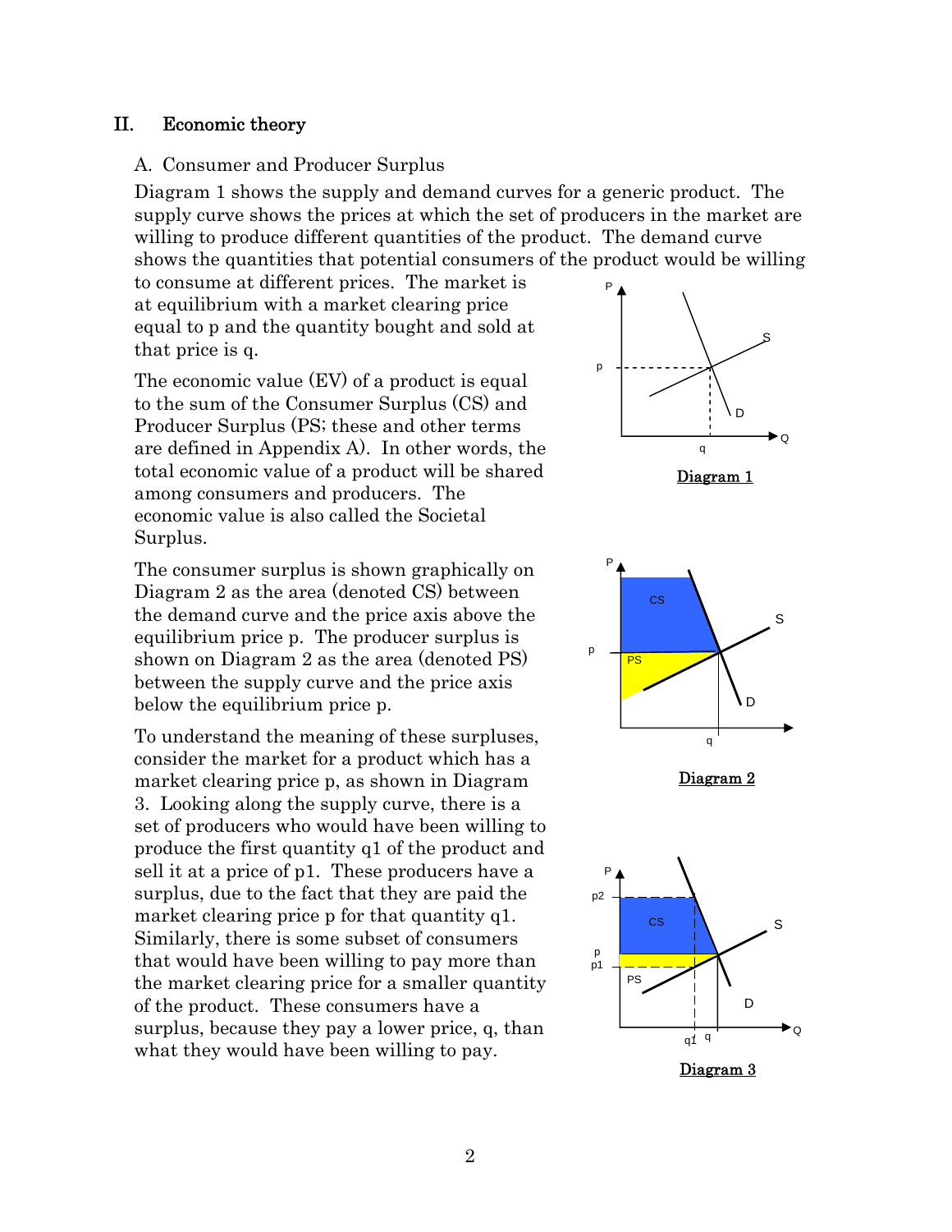## II. Economic theory

### A. Consumer and Producer Surplus

Diagram 1 shows the supply and demand curves for a generic product. The supply curve shows the prices at which the set of producers in the market are willing to produce different quantities of the product. The demand curve shows the quantities that potential consumers of the product would be willing to consume at different prices. The market is at equilibrium with a market clearing price equal to p and the quantity bought and sold at that price is q.

Diagram 1

The economic value (EV) of a product is equal to the sum of the Consumer Surplus (CS) and Producer Surplus (PS; these and other terms are defined in Appendix A). In other words, the total economic value of a product will be shared among consumers and producers. The economic value is also called the Societal Surplus.

The consumer surplus is shown graphically on Diagram 2 as the area (denoted CS) between the demand curve and the price axis above the equilibrium price p. The producer surplus is shown on Diagram 2 as the area (denoted PS) between the supply curve and the price axis below the equilibrium price p.

Diagram 2

To understand the meaning of these surpluses, consider the market for a product which has a market clearing price p, as shown in Diagram 3. Looking along the supply curve, there is a set of producers who would have been willing to produce the first quantity q1 of the product and sell it at a price of p1. These producers have a surplus, due to the fact that they are paid the market clearing price p for that quantity q1. Similarly, there is some subset of consumers that would have been willing to pay more than the market clearing price for a smaller quantity of the product. These consumers have a surplus, because they pay a lower price, q, than what they would have been willing to pay.

Diagram 3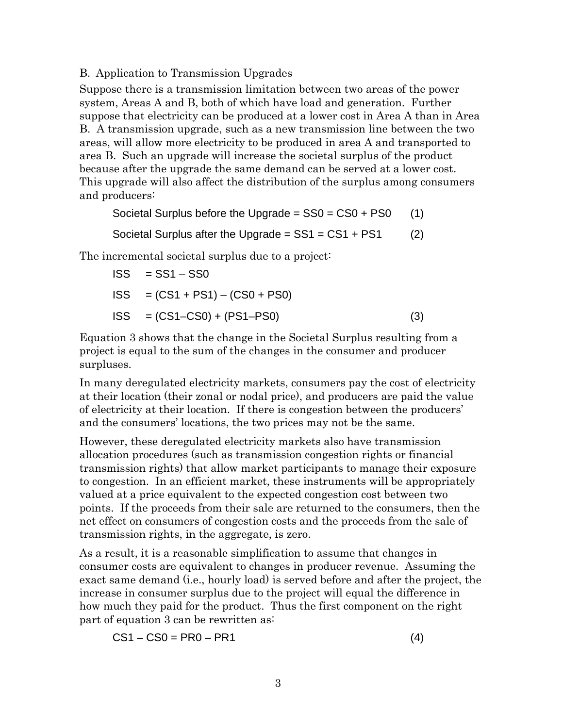### B. Application to Transmission Upgrades

Suppose there is a transmission limitation between two areas of the power system, Areas A and B, both of which have load and generation. Further suppose that electricity can be produced at a lower cost in Area A than in Area B. A transmission upgrade, such as a new transmission line between the two areas, will allow more electricity to be produced in area A and transported to area B. Such an upgrade will increase the societal surplus of the product because after the upgrade the same demand can be served at a lower cost. This upgrade will also affect the distribution of the surplus among consumers and producers:

$$\text{Societal Surplus before the Upgrade} = SS0 = CS0 + PS0 \quad (1)$$

$$\text{Societal Surplus after the Upgrade} = SS1 = CS1 + PS1 \quad (2)$$

The incremental societal surplus due to a project:

$$ISS = SS1 - SS0$$

$$ISS = (CS1 + PS1) - (CS0 + PS0)$$

$$ISS = (CS1 - CS0) + (PS1 - PS0) \quad (3)$$

Equation 3 shows that the change in the Societal Surplus resulting from a project is equal to the sum of the changes in the consumer and producer surpluses.

In many deregulated electricity markets, consumers pay the cost of electricity at their location (their zonal or nodal price), and producers are paid the value of electricity at their location. If there is congestion between the producers' and the consumers' locations, the two prices may not be the same.

However, these deregulated electricity markets also have transmission allocation procedures (such as transmission congestion rights or financial transmission rights) that allow market participants to manage their exposure to congestion. In an efficient market, these instruments will be appropriately valued at a price equivalent to the expected congestion cost between two points. If the proceeds from their sale are returned to the consumers, then the net effect on consumers of congestion costs and the proceeds from the sale of transmission rights, in the aggregate, is zero.

As a result, it is a reasonable simplification to assume that changes in consumer costs are equivalent to changes in producer revenue. Assuming the exact same demand (i.e., hourly load) is served before and after the project, the increase in consumer surplus due to the project will equal the difference in how much they paid for the product. Thus the first component on the right part of equation 3 can be rewritten as:

$$CS1 - CS0 = PR0 - PR1 \quad (4)$$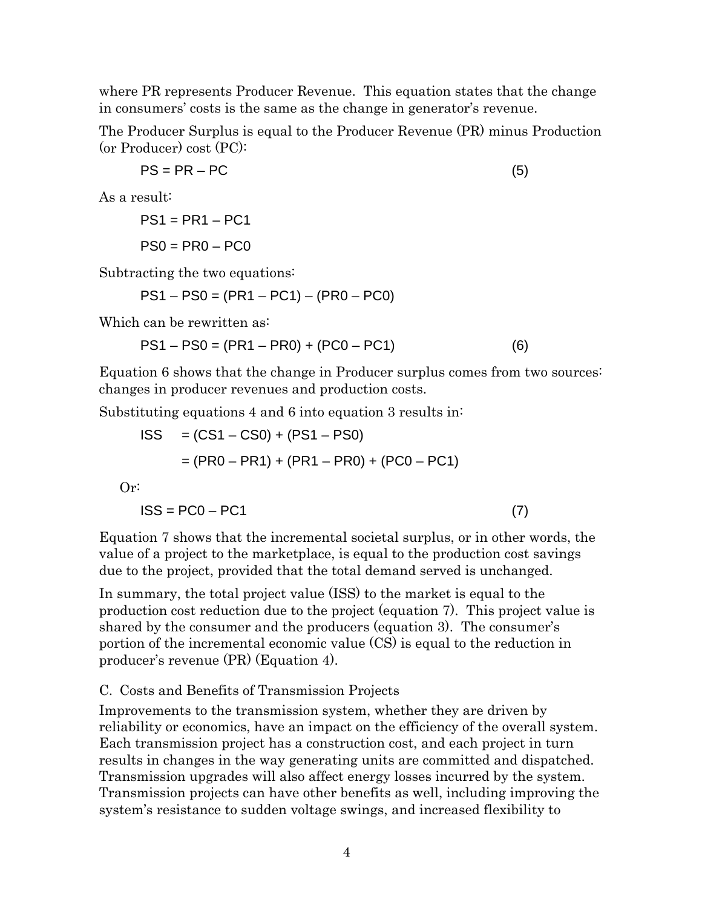where PR represents Producer Revenue. This equation states that the change in consumers' costs is the same as the change in generator's revenue.

The Producer Surplus is equal to the Producer Revenue (PR) minus Production (or Producer) cost (PC):

$$PS = PR - PC \qquad (5)$$

As a result:

$$PS1 = PR1 - PC1$$

$$PS0 = PR0 - PC0$$

Subtracting the two equations:

$$PS1 - PS0 = (PR1 - PC1) - (PR0 - PC0)$$

Which can be rewritten as:

$$PS1 - PS0 = (PR1 - PR0) + (PC0 - PC1) \qquad (6)$$

Equation 6 shows that the change in Producer surplus comes from two sources: changes in producer revenues and production costs.

Substituting equations 4 and 6 into equation 3 results in:

$$\begin{aligned} ISS &= (CS1 - CS0) + (PS1 - PS0) \\ &= (PR0 - PR1) + (PR1 - PR0) + (PC0 - PC1) \end{aligned}$$

Or:

$$ISS = PC0 - PC1 \qquad (7)$$

Equation 7 shows that the incremental societal surplus, or in other words, the value of a project to the marketplace, is equal to the production cost savings due to the project, provided that the total demand served is unchanged.

In summary, the total project value (ISS) to the market is equal to the production cost reduction due to the project (equation 7). This project value is shared by the consumer and the producers (equation 3). The consumer's portion of the incremental economic value (CS) is equal to the reduction in producer's revenue (PR) (Equation 4).

### C. Costs and Benefits of Transmission Projects

Improvements to the transmission system, whether they are driven by reliability or economics, have an impact on the efficiency of the overall system. Each transmission project has a construction cost, and each project in turn results in changes in the way generating units are committed and dispatched. Transmission upgrades will also affect energy losses incurred by the system. Transmission projects can have other benefits as well, including improving the system's resistance to sudden voltage swings, and increased flexibility to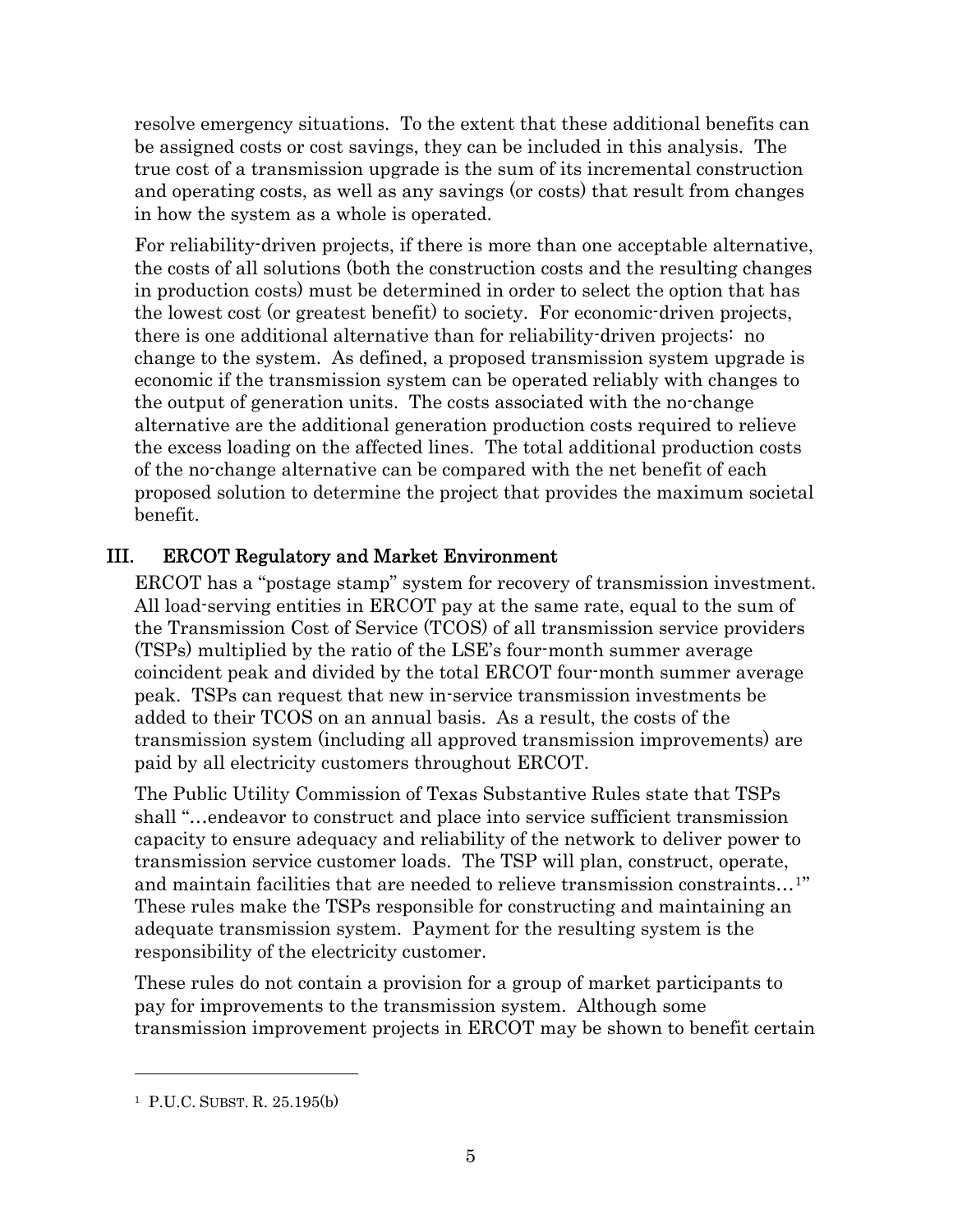resolve emergency situations. To the extent that these additional benefits can be assigned costs or cost savings, they can be included in this analysis. The true cost of a transmission upgrade is the sum of its incremental construction and operating costs, as well as any savings (or costs) that result from changes in how the system as a whole is operated.

For reliability-driven projects, if there is more than one acceptable alternative, the costs of all solutions (both the construction costs and the resulting changes in production costs) must be determined in order to select the option that has the lowest cost (or greatest benefit) to society. For economic-driven projects, there is one additional alternative than for reliability-driven projects: no change to the system. As defined, a proposed transmission system upgrade is economic if the transmission system can be operated reliably with changes to the output of generation units. The costs associated with the no-change alternative are the additional generation production costs required to relieve the excess loading on the affected lines. The total additional production costs of the no-change alternative can be compared with the net benefit of each proposed solution to determine the project that provides the maximum societal benefit.

## III. ERCOT Regulatory and Market Environment

ERCOT has a "postage stamp" system for recovery of transmission investment. All load-serving entities in ERCOT pay at the same rate, equal to the sum of the Transmission Cost of Service (TCOS) of all transmission service providers (TSPs) multiplied by the ratio of the LSE's four-month summer average coincident peak and divided by the total ERCOT four-month summer average peak. TSPs can request that new in-service transmission investments be added to their TCOS on an annual basis. As a result, the costs of the transmission system (including all approved transmission improvements) are paid by all electricity customers throughout ERCOT.

The Public Utility Commission of Texas Substantive Rules state that TSPs shall "…endeavor to construct and place into service sufficient transmission capacity to ensure adequacy and reliability of the network to deliver power to transmission service customer loads. The TSP will plan, construct, operate, and maintain facilities that are needed to relieve transmission constraints…[1]" These rules make the TSPs responsible for constructing and maintaining an adequate transmission system. Payment for the resulting system is the responsibility of the electricity customer.

These rules do not contain a provision for a group of market participants to pay for improvements to the transmission system. Although some transmission improvement projects in ERCOT may be shown to benefit certain

---

[1] P.U.C. SUBST. R. 25.195(b)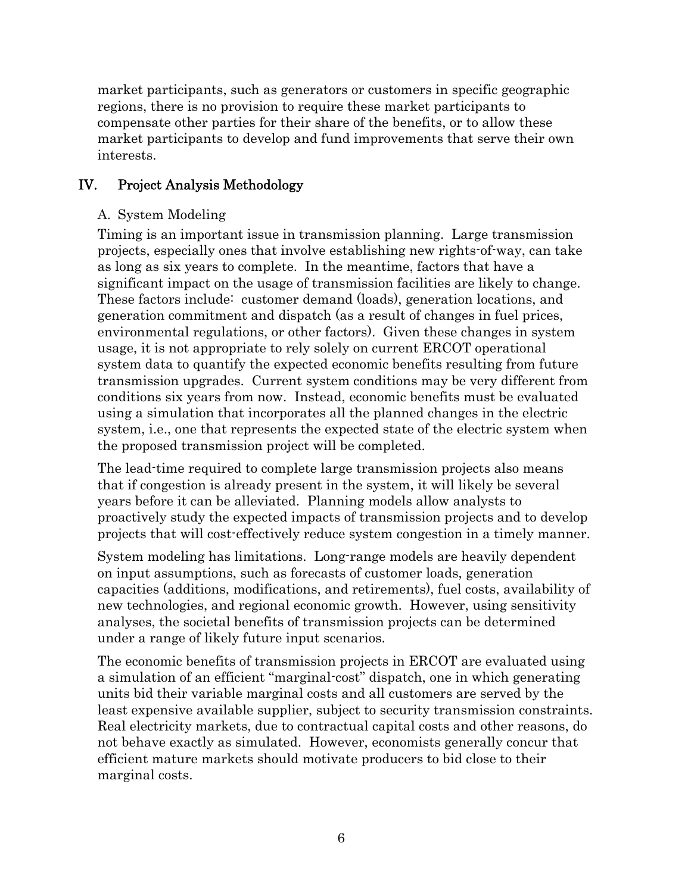market participants, such as generators or customers in specific geographic regions, there is no provision to require these market participants to compensate other parties for their share of the benefits, or to allow these market participants to develop and fund improvements that serve their own interests.

## IV. Project Analysis Methodology

### A. System Modeling

Timing is an important issue in transmission planning. Large transmission projects, especially ones that involve establishing new rights-of-way, can take as long as six years to complete. In the meantime, factors that have a significant impact on the usage of transmission facilities are likely to change. These factors include: customer demand (loads), generation locations, and generation commitment and dispatch (as a result of changes in fuel prices, environmental regulations, or other factors). Given these changes in system usage, it is not appropriate to rely solely on current ERCOT operational system data to quantify the expected economic benefits resulting from future transmission upgrades. Current system conditions may be very different from conditions six years from now. Instead, economic benefits must be evaluated using a simulation that incorporates all the planned changes in the electric system, i.e., one that represents the expected state of the electric system when the proposed transmission project will be completed.

The lead-time required to complete large transmission projects also means that if congestion is already present in the system, it will likely be several years before it can be alleviated. Planning models allow analysts to proactively study the expected impacts of transmission projects and to develop projects that will cost-effectively reduce system congestion in a timely manner.

System modeling has limitations. Long-range models are heavily dependent on input assumptions, such as forecasts of customer loads, generation capacities (additions, modifications, and retirements), fuel costs, availability of new technologies, and regional economic growth. However, using sensitivity analyses, the societal benefits of transmission projects can be determined under a range of likely future input scenarios.

The economic benefits of transmission projects in ERCOT are evaluated using a simulation of an efficient "marginal-cost" dispatch, one in which generating units bid their variable marginal costs and all customers are served by the least expensive available supplier, subject to security transmission constraints. Real electricity markets, due to contractual capital costs and other reasons, do not behave exactly as simulated. However, economists generally concur that efficient mature markets should motivate producers to bid close to their marginal costs.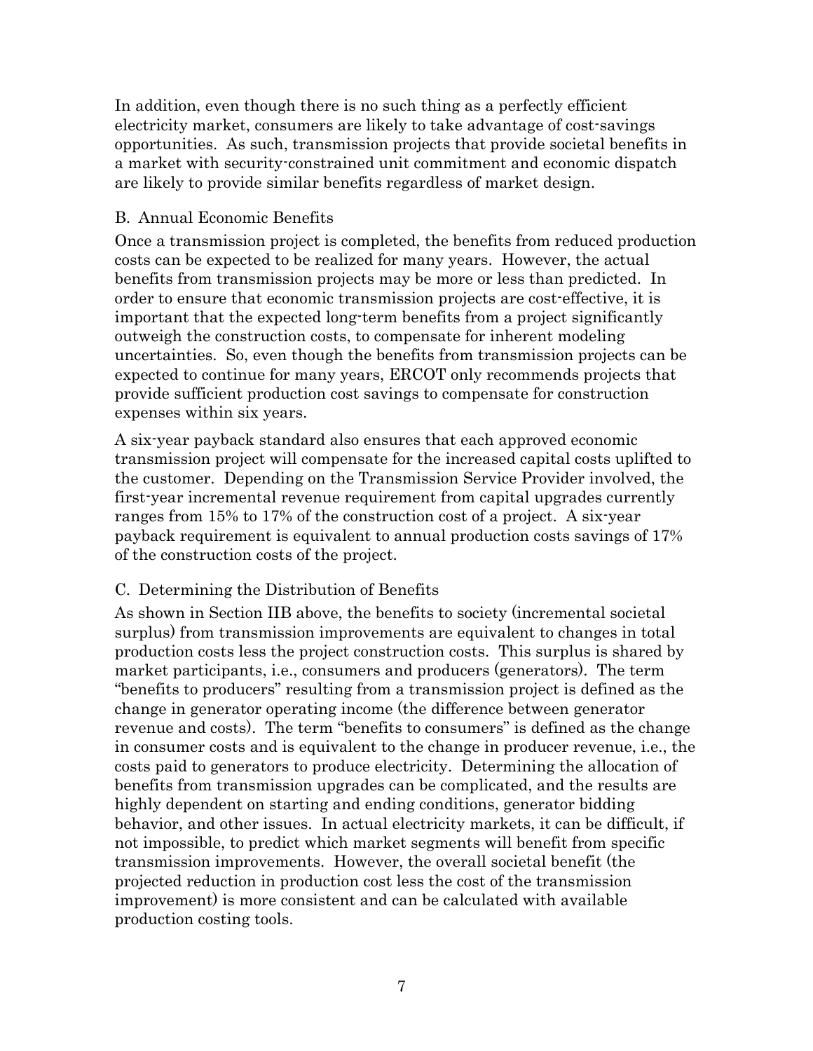In addition, even though there is no such thing as a perfectly efficient electricity market, consumers are likely to take advantage of cost-savings opportunities. As such, transmission projects that provide societal benefits in a market with security-constrained unit commitment and economic dispatch are likely to provide similar benefits regardless of market design.

### B. Annual Economic Benefits

Once a transmission project is completed, the benefits from reduced production costs can be expected to be realized for many years. However, the actual benefits from transmission projects may be more or less than predicted. In order to ensure that economic transmission projects are cost-effective, it is important that the expected long-term benefits from a project significantly outweigh the construction costs, to compensate for inherent modeling uncertainties. So, even though the benefits from transmission projects can be expected to continue for many years, ERCOT only recommends projects that provide sufficient production cost savings to compensate for construction expenses within six years.

A six-year payback standard also ensures that each approved economic transmission project will compensate for the increased capital costs uplifted to the customer. Depending on the Transmission Service Provider involved, the first-year incremental revenue requirement from capital upgrades currently ranges from 15% to 17% of the construction cost of a project. A six-year payback requirement is equivalent to annual production costs savings of 17% of the construction costs of the project.

### C. Determining the Distribution of Benefits

As shown in Section IIB above, the benefits to society (incremental societal surplus) from transmission improvements are equivalent to changes in total production costs less the project construction costs. This surplus is shared by market participants, i.e., consumers and producers (generators). The term "benefits to producers" resulting from a transmission project is defined as the change in generator operating income (the difference between generator revenue and costs). The term "benefits to consumers" is defined as the change in consumer costs and is equivalent to the change in producer revenue, i.e., the costs paid to generators to produce electricity. Determining the allocation of benefits from transmission upgrades can be complicated, and the results are highly dependent on starting and ending conditions, generator bidding behavior, and other issues. In actual electricity markets, it can be difficult, if not impossible, to predict which market segments will benefit from specific transmission improvements. However, the overall societal benefit (the projected reduction in production cost less the cost of the transmission improvement) is more consistent and can be calculated with available production costing tools.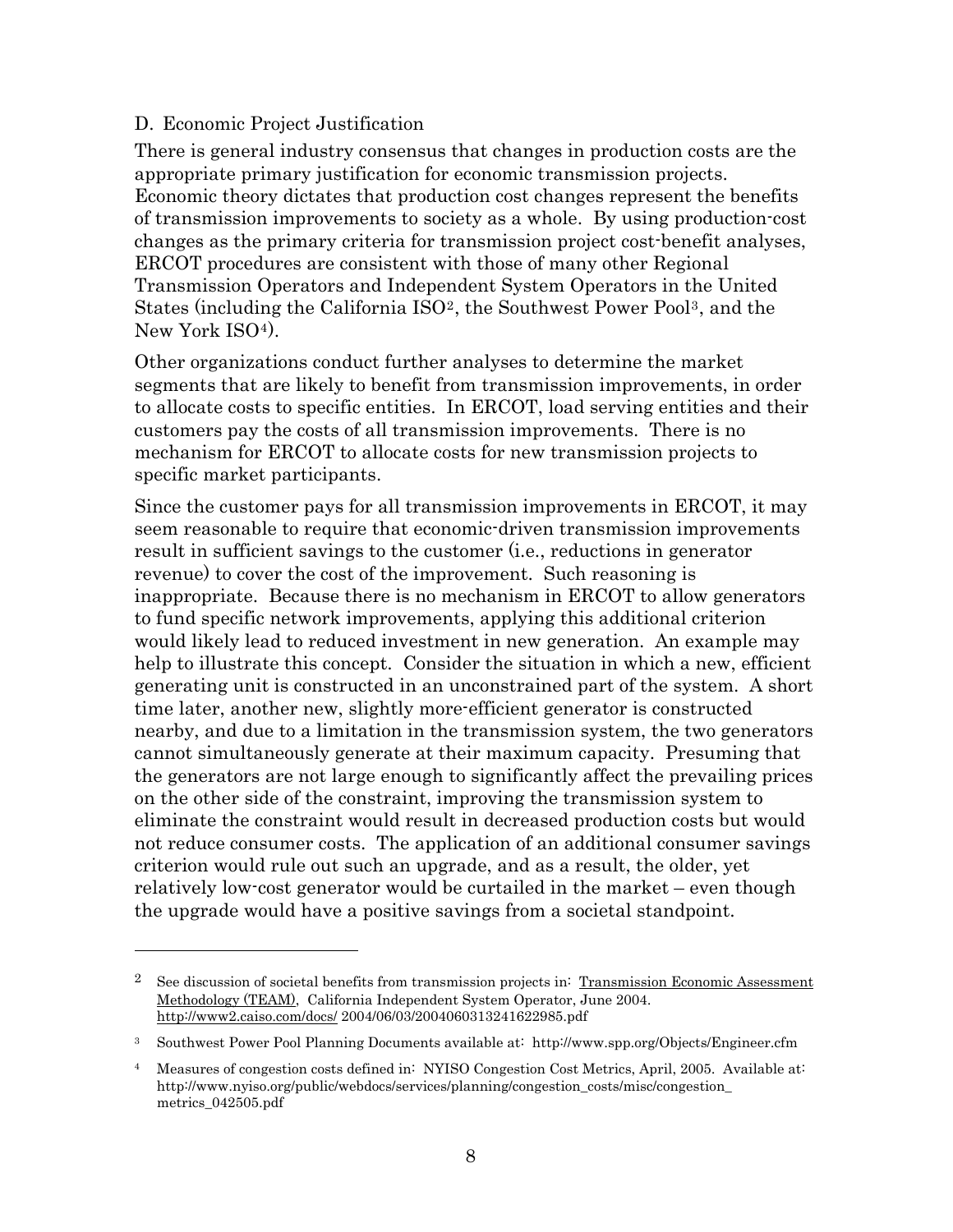### D. Economic Project Justification

There is general industry consensus that changes in production costs are the appropriate primary justification for economic transmission projects. Economic theory dictates that production cost changes represent the benefits of transmission improvements to society as a whole. By using production-cost changes as the primary criteria for transmission project cost-benefit analyses, ERCOT procedures are consistent with those of many other Regional Transmission Operators and Independent System Operators in the United States (including the California ISO[2], the Southwest Power Pool[3], and the New York ISO[4]).

Other organizations conduct further analyses to determine the market segments that are likely to benefit from transmission improvements, in order to allocate costs to specific entities. In ERCOT, load serving entities and their customers pay the costs of all transmission improvements. There is no mechanism for ERCOT to allocate costs for new transmission projects to specific market participants.

Since the customer pays for all transmission improvements in ERCOT, it may seem reasonable to require that economic-driven transmission improvements result in sufficient savings to the customer (i.e., reductions in generator revenue) to cover the cost of the improvement. Such reasoning is inappropriate. Because there is no mechanism in ERCOT to allow generators to fund specific network improvements, applying this additional criterion would likely lead to reduced investment in new generation. An example may help to illustrate this concept. Consider the situation in which a new, efficient generating unit is constructed in an unconstrained part of the system. A short time later, another new, slightly more-efficient generator is constructed nearby, and due to a limitation in the transmission system, the two generators cannot simultaneously generate at their maximum capacity. Presuming that the generators are not large enough to significantly affect the prevailing prices on the other side of the constraint, improving the transmission system to eliminate the constraint would result in decreased production costs but would not reduce consumer costs. The application of an additional consumer savings criterion would rule out such an upgrade, and as a result, the older, yet relatively low-cost generator would be curtailed in the market – even though the upgrade would have a positive savings from a societal standpoint.

---

[2] See discussion of societal benefits from transmission projects in: Transmission Economic Assessment Methodology (TEAM), California Independent System Operator, June 2004. http://www2.caiso.com/docs/ 2004/06/03/2004060313241622985.pdf

[3] Southwest Power Pool Planning Documents available at: http://www.spp.org/Objects/Engineer.cfm

[4] Measures of congestion costs defined in: NYISO Congestion Cost Metrics, April, 2005. Available at: http://www.nyiso.org/public/webdocs/services/planning/congestion_costs/misc/congestion_metrics_042505.pdf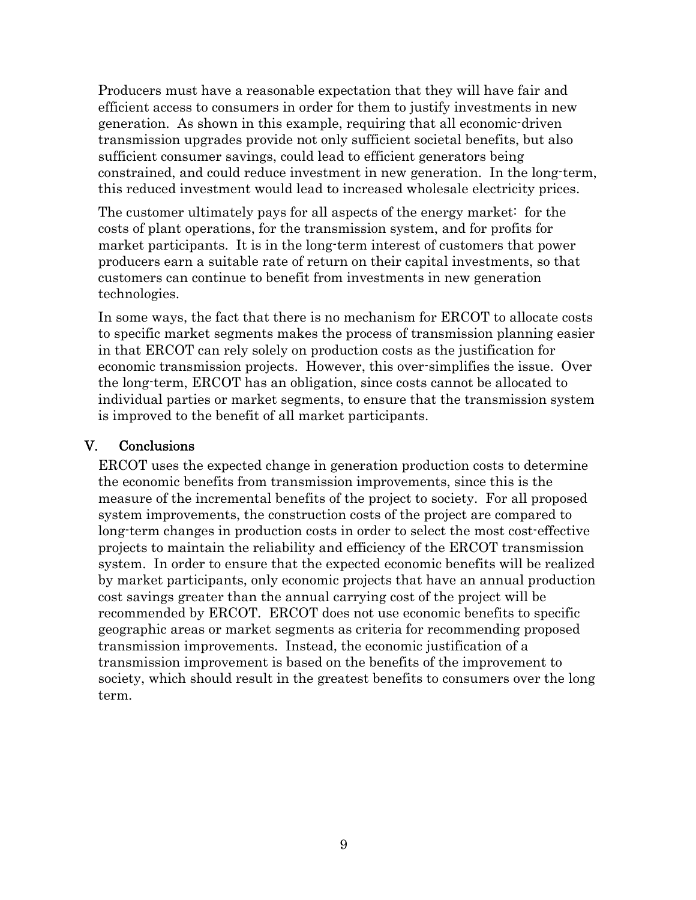Producers must have a reasonable expectation that they will have fair and efficient access to consumers in order for them to justify investments in new generation. As shown in this example, requiring that all economic-driven transmission upgrades provide not only sufficient societal benefits, but also sufficient consumer savings, could lead to efficient generators being constrained, and could reduce investment in new generation. In the long-term, this reduced investment would lead to increased wholesale electricity prices.

The customer ultimately pays for all aspects of the energy market: for the costs of plant operations, for the transmission system, and for profits for market participants. It is in the long-term interest of customers that power producers earn a suitable rate of return on their capital investments, so that customers can continue to benefit from investments in new generation technologies.

In some ways, the fact that there is no mechanism for ERCOT to allocate costs to specific market segments makes the process of transmission planning easier in that ERCOT can rely solely on production costs as the justification for economic transmission projects. However, this over-simplifies the issue. Over the long-term, ERCOT has an obligation, since costs cannot be allocated to individual parties or market segments, to ensure that the transmission system is improved to the benefit of all market participants.

## V. Conclusions

ERCOT uses the expected change in generation production costs to determine the economic benefits from transmission improvements, since this is the measure of the incremental benefits of the project to society. For all proposed system improvements, the construction costs of the project are compared to long-term changes in production costs in order to select the most cost-effective projects to maintain the reliability and efficiency of the ERCOT transmission system. In order to ensure that the expected economic benefits will be realized by market participants, only economic projects that have an annual production cost savings greater than the annual carrying cost of the project will be recommended by ERCOT. ERCOT does not use economic benefits to specific geographic areas or market segments as criteria for recommending proposed transmission improvements. Instead, the economic justification of a transmission improvement is based on the benefits of the improvement to society, which should result in the greatest benefits to consumers over the long term.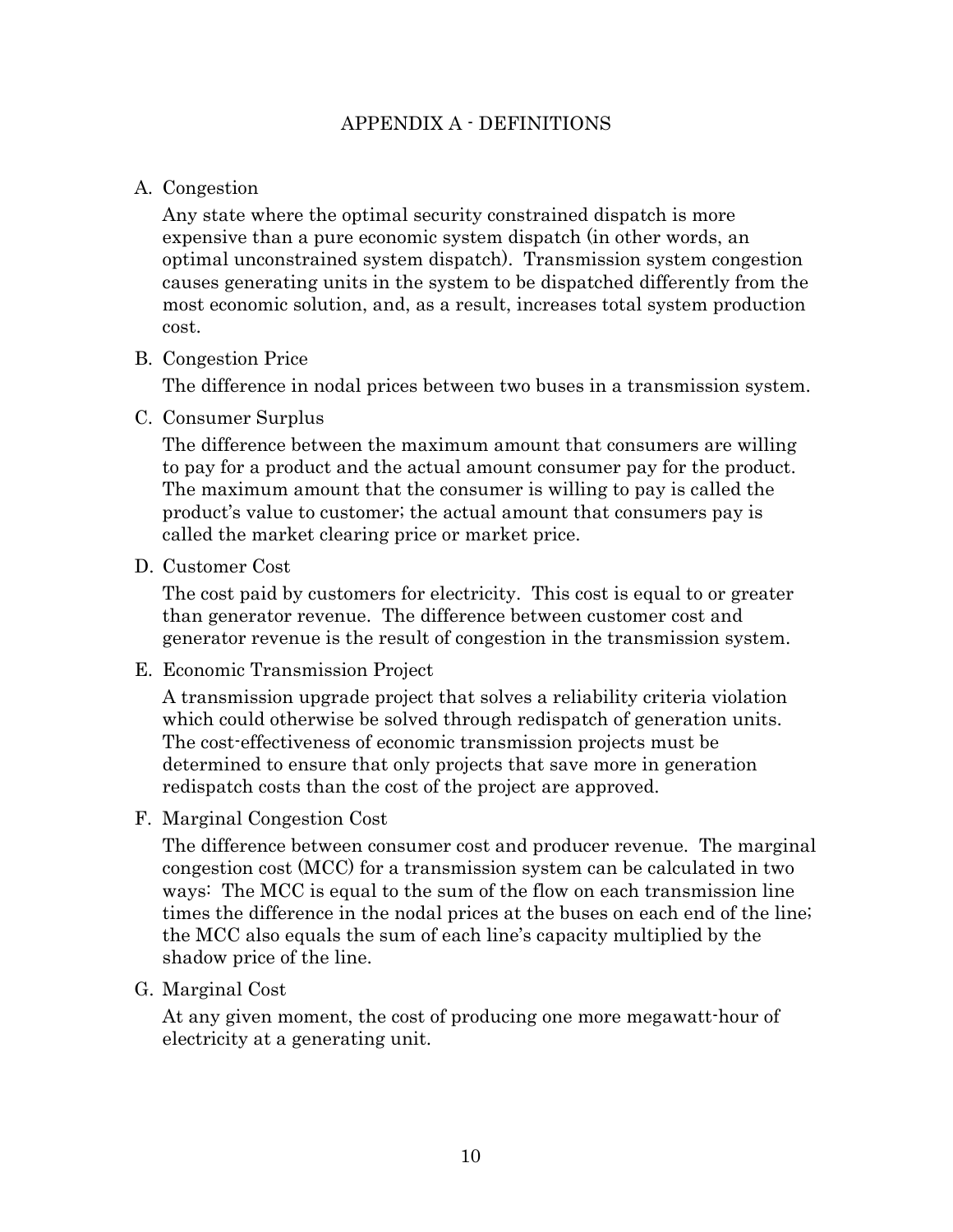# APPENDIX A - DEFINITIONS

A. Congestion

Any state where the optimal security constrained dispatch is more expensive than a pure economic system dispatch (in other words, an optimal unconstrained system dispatch). Transmission system congestion causes generating units in the system to be dispatched differently from the most economic solution, and, as a result, increases total system production cost.

B. Congestion Price

The difference in nodal prices between two buses in a transmission system.

C. Consumer Surplus

The difference between the maximum amount that consumers are willing to pay for a product and the actual amount consumer pay for the product. The maximum amount that the consumer is willing to pay is called the product's value to customer; the actual amount that consumers pay is called the market clearing price or market price.

D. Customer Cost

The cost paid by customers for electricity. This cost is equal to or greater than generator revenue. The difference between customer cost and generator revenue is the result of congestion in the transmission system.

E. Economic Transmission Project

A transmission upgrade project that solves a reliability criteria violation which could otherwise be solved through redispatch of generation units. The cost-effectiveness of economic transmission projects must be determined to ensure that only projects that save more in generation redispatch costs than the cost of the project are approved.

F. Marginal Congestion Cost

The difference between consumer cost and producer revenue. The marginal congestion cost (MCC) for a transmission system can be calculated in two ways: The MCC is equal to the sum of the flow on each transmission line times the difference in the nodal prices at the buses on each end of the line; the MCC also equals the sum of each line's capacity multiplied by the shadow price of the line.

G. Marginal Cost

At any given moment, the cost of producing one more megawatt-hour of electricity at a generating unit.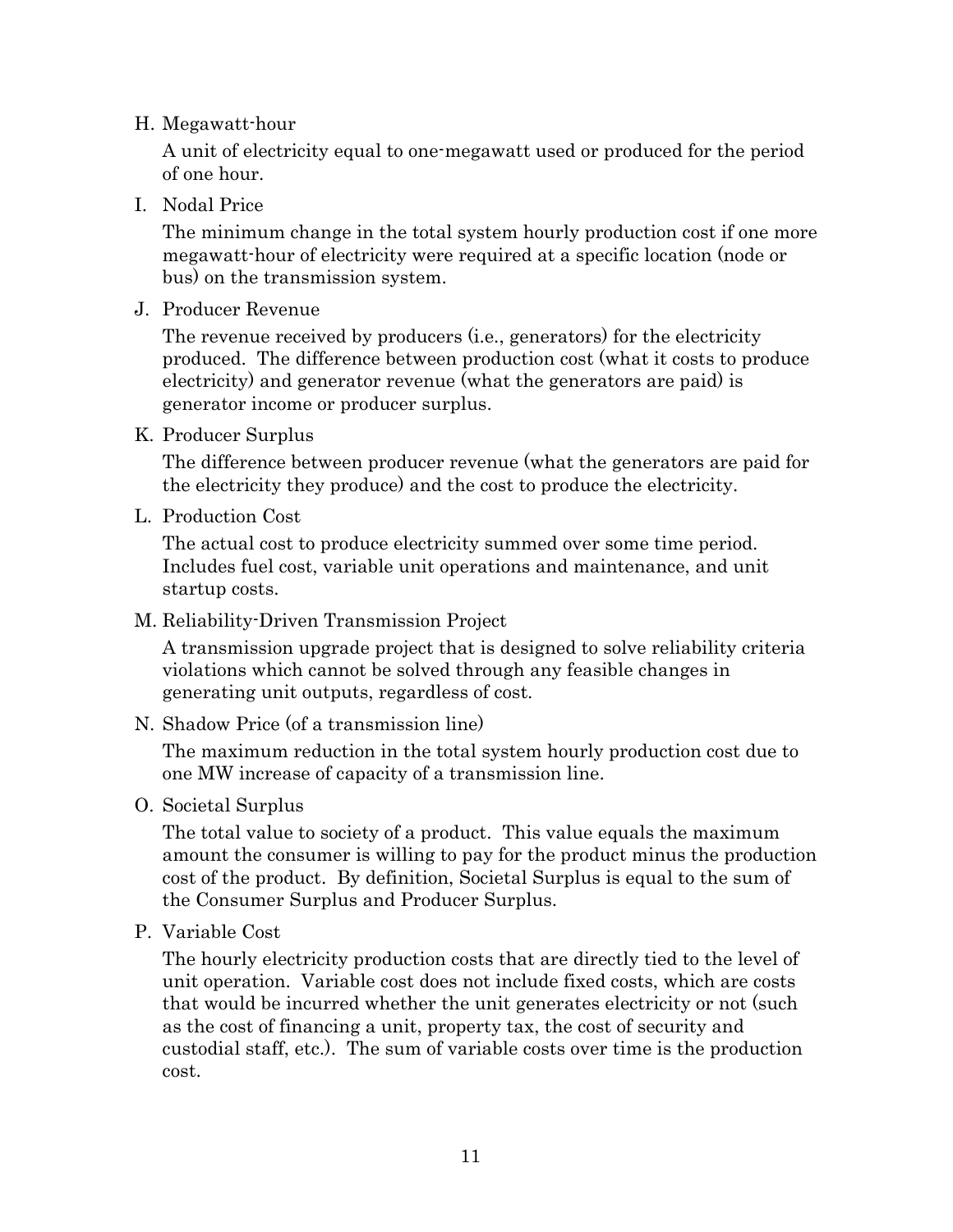H. Megawatt-hour

   A unit of electricity equal to one-megawatt used or produced for the period of one hour.

I. Nodal Price

   The minimum change in the total system hourly production cost if one more megawatt-hour of electricity were required at a specific location (node or bus) on the transmission system.

J. Producer Revenue

   The revenue received by producers (i.e., generators) for the electricity produced. The difference between production cost (what it costs to produce electricity) and generator revenue (what the generators are paid) is generator income or producer surplus.

K. Producer Surplus

   The difference between producer revenue (what the generators are paid for the electricity they produce) and the cost to produce the electricity.

L. Production Cost

   The actual cost to produce electricity summed over some time period. Includes fuel cost, variable unit operations and maintenance, and unit startup costs.

M. Reliability-Driven Transmission Project

   A transmission upgrade project that is designed to solve reliability criteria violations which cannot be solved through any feasible changes in generating unit outputs, regardless of cost.

N. Shadow Price (of a transmission line)

   The maximum reduction in the total system hourly production cost due to one MW increase of capacity of a transmission line.

O. Societal Surplus

   The total value to society of a product. This value equals the maximum amount the consumer is willing to pay for the product minus the production cost of the product. By definition, Societal Surplus is equal to the sum of the Consumer Surplus and Producer Surplus.

P. Variable Cost

   The hourly electricity production costs that are directly tied to the level of unit operation. Variable cost does not include fixed costs, which are costs that would be incurred whether the unit generates electricity or not (such as the cost of financing a unit, property tax, the cost of security and custodial staff, etc.). The sum of variable costs over time is the production cost.